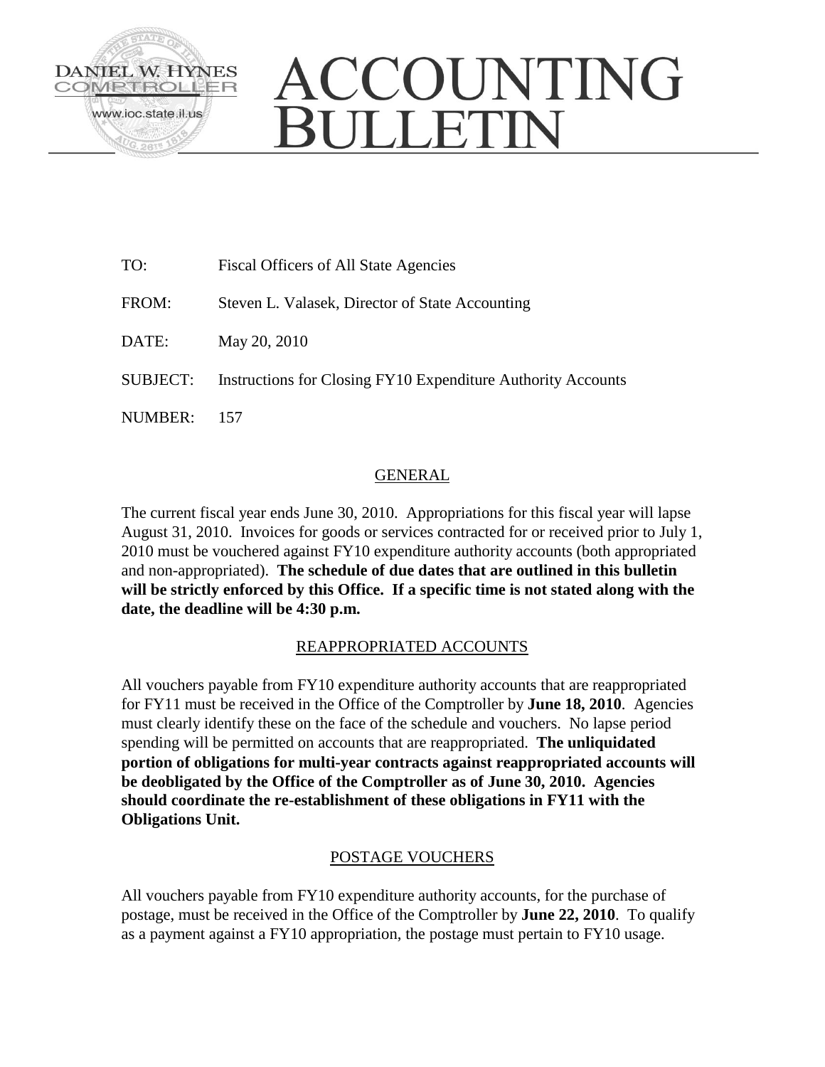DANIEL W. HYNES
COMPTROLLER
www.ioc.state.il.us

# ACCOUNTING BULLETIN

| | |
|---|---|
| TO: | Fiscal Officers of All State Agencies |
| FROM: | Steven L. Valasek, Director of State Accounting |
| DATE: | May 20, 2010 |
| SUBJECT: | Instructions for Closing FY10 Expenditure Authority Accounts |
| NUMBER: | 157 |

## GENERAL

The current fiscal year ends June 30, 2010. Appropriations for this fiscal year will lapse August 31, 2010. Invoices for goods or services contracted for or received prior to July 1, 2010 must be vouchered against FY10 expenditure authority accounts (both appropriated and non-appropriated). **The schedule of due dates that are outlined in this bulletin will be strictly enforced by this Office. If a specific time is not stated along with the date, the deadline will be 4:30 p.m.**

## REAPPROPRIATED ACCOUNTS

All vouchers payable from FY10 expenditure authority accounts that are reappropriated for FY11 must be received in the Office of the Comptroller by **June 18, 2010**. Agencies must clearly identify these on the face of the schedule and vouchers. No lapse period spending will be permitted on accounts that are reappropriated. **The unliquidated portion of obligations for multi-year contracts against reappropriated accounts will be deobligated by the Office of the Comptroller as of June 30, 2010. Agencies should coordinate the re-establishment of these obligations in FY11 with the Obligations Unit.**

## POSTAGE VOUCHERS

All vouchers payable from FY10 expenditure authority accounts, for the purchase of postage, must be received in the Office of the Comptroller by **June 22, 2010**. To qualify as a payment against a FY10 appropriation, the postage must pertain to FY10 usage.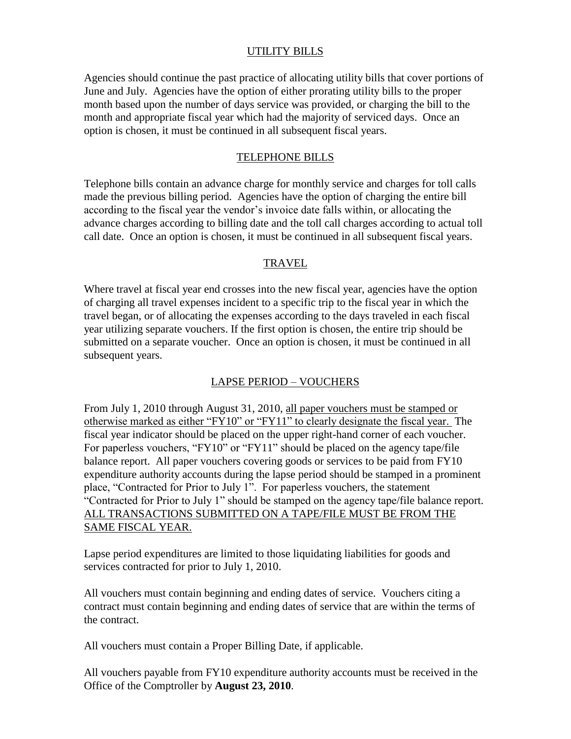## UTILITY BILLS

Agencies should continue the past practice of allocating utility bills that cover portions of June and July. Agencies have the option of either prorating utility bills to the proper month based upon the number of days service was provided, or charging the bill to the month and appropriate fiscal year which had the majority of serviced days. Once an option is chosen, it must be continued in all subsequent fiscal years.

## TELEPHONE BILLS

Telephone bills contain an advance charge for monthly service and charges for toll calls made the previous billing period. Agencies have the option of charging the entire bill according to the fiscal year the vendor's invoice date falls within, or allocating the advance charges according to billing date and the toll call charges according to actual toll call date. Once an option is chosen, it must be continued in all subsequent fiscal years.

## TRAVEL

Where travel at fiscal year end crosses into the new fiscal year, agencies have the option of charging all travel expenses incident to a specific trip to the fiscal year in which the travel began, or of allocating the expenses according to the days traveled in each fiscal year utilizing separate vouchers. If the first option is chosen, the entire trip should be submitted on a separate voucher. Once an option is chosen, it must be continued in all subsequent years.

## LAPSE PERIOD – VOUCHERS

From July 1, 2010 through August 31, 2010, all paper vouchers must be stamped or otherwise marked as either "FY10" or "FY11" to clearly designate the fiscal year. The fiscal year indicator should be placed on the upper right-hand corner of each voucher. For paperless vouchers, "FY10" or "FY11" should be placed on the agency tape/file balance report. All paper vouchers covering goods or services to be paid from FY10 expenditure authority accounts during the lapse period should be stamped in a prominent place, "Contracted for Prior to July 1". For paperless vouchers, the statement "Contracted for Prior to July 1" should be stamped on the agency tape/file balance report. ALL TRANSACTIONS SUBMITTED ON A TAPE/FILE MUST BE FROM THE SAME FISCAL YEAR.

Lapse period expenditures are limited to those liquidating liabilities for goods and services contracted for prior to July 1, 2010.

All vouchers must contain beginning and ending dates of service. Vouchers citing a contract must contain beginning and ending dates of service that are within the terms of the contract.

All vouchers must contain a Proper Billing Date, if applicable.

All vouchers payable from FY10 expenditure authority accounts must be received in the Office of the Comptroller by **August 23, 2010**.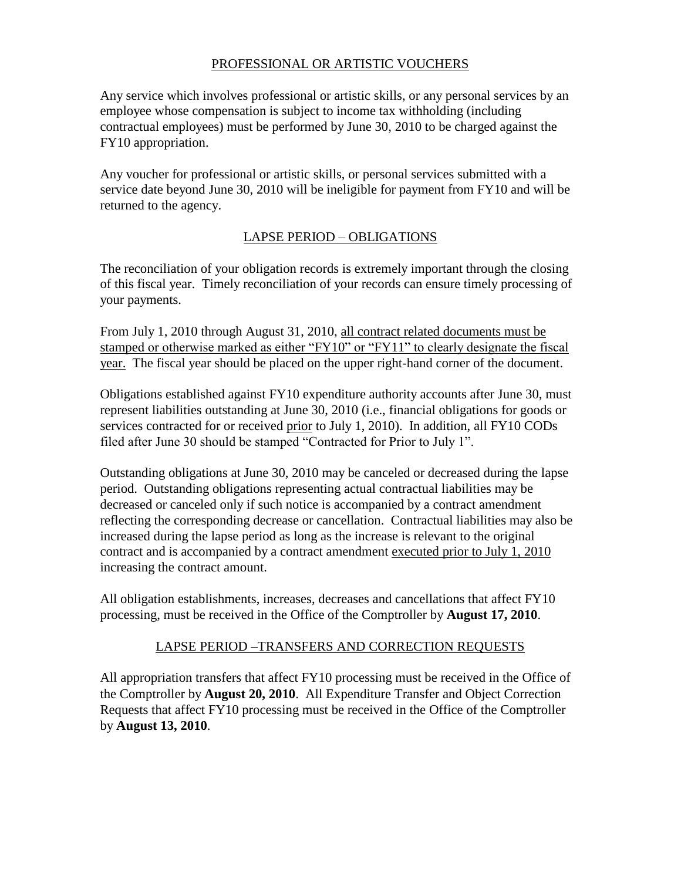## PROFESSIONAL OR ARTISTIC VOUCHERS

Any service which involves professional or artistic skills, or any personal services by an employee whose compensation is subject to income tax withholding (including contractual employees) must be performed by June 30, 2010 to be charged against the FY10 appropriation.

Any voucher for professional or artistic skills, or personal services submitted with a service date beyond June 30, 2010 will be ineligible for payment from FY10 and will be returned to the agency.

## LAPSE PERIOD – OBLIGATIONS

The reconciliation of your obligation records is extremely important through the closing of this fiscal year. Timely reconciliation of your records can ensure timely processing of your payments.

From July 1, 2010 through August 31, 2010, all contract related documents must be stamped or otherwise marked as either "FY10" or "FY11" to clearly designate the fiscal year. The fiscal year should be placed on the upper right-hand corner of the document.

Obligations established against FY10 expenditure authority accounts after June 30, must represent liabilities outstanding at June 30, 2010 (i.e., financial obligations for goods or services contracted for or received prior to July 1, 2010). In addition, all FY10 CODs filed after June 30 should be stamped "Contracted for Prior to July 1".

Outstanding obligations at June 30, 2010 may be canceled or decreased during the lapse period. Outstanding obligations representing actual contractual liabilities may be decreased or canceled only if such notice is accompanied by a contract amendment reflecting the corresponding decrease or cancellation. Contractual liabilities may also be increased during the lapse period as long as the increase is relevant to the original contract and is accompanied by a contract amendment executed prior to July 1, 2010 increasing the contract amount.

All obligation establishments, increases, decreases and cancellations that affect FY10 processing, must be received in the Office of the Comptroller by **August 17, 2010**.

## LAPSE PERIOD –TRANSFERS AND CORRECTION REQUESTS

All appropriation transfers that affect FY10 processing must be received in the Office of the Comptroller by **August 20, 2010**. All Expenditure Transfer and Object Correction Requests that affect FY10 processing must be received in the Office of the Comptroller by **August 13, 2010**.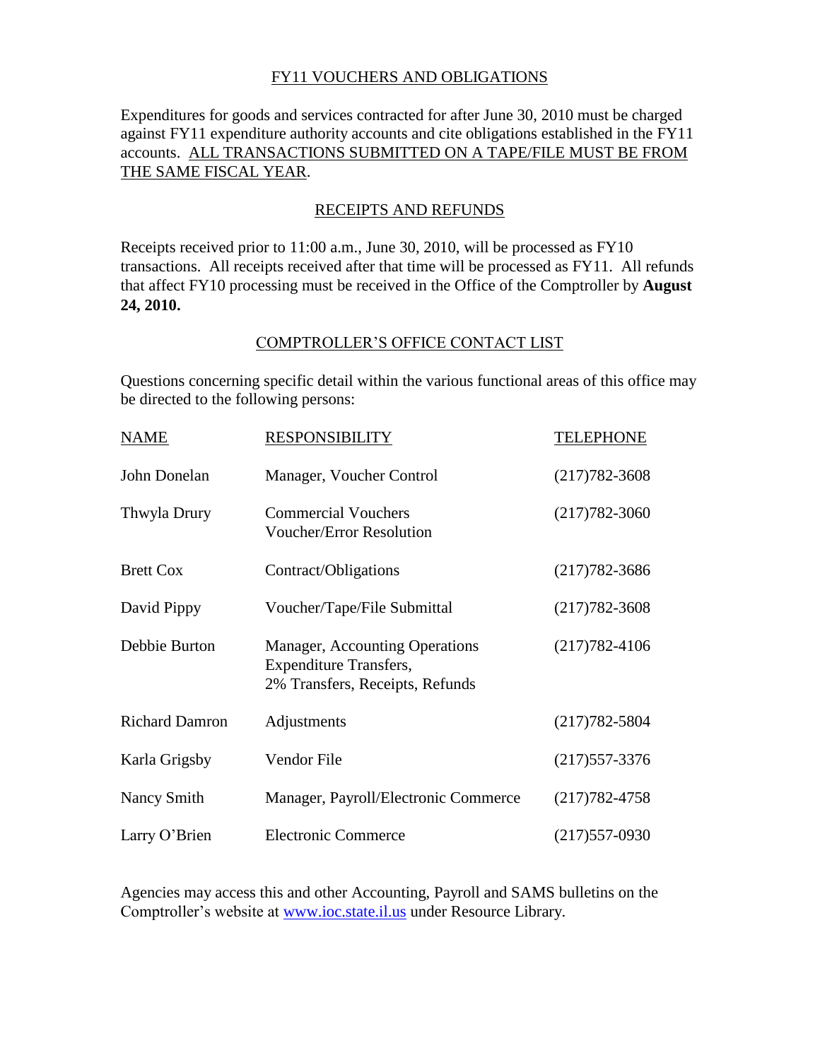## FY11 VOUCHERS AND OBLIGATIONS

Expenditures for goods and services contracted for after June 30, 2010 must be charged against FY11 expenditure authority accounts and cite obligations established in the FY11 accounts. ALL TRANSACTIONS SUBMITTED ON A TAPE/FILE MUST BE FROM THE SAME FISCAL YEAR.

## RECEIPTS AND REFUNDS

Receipts received prior to 11:00 a.m., June 30, 2010, will be processed as FY10 transactions. All receipts received after that time will be processed as FY11. All refunds that affect FY10 processing must be received in the Office of the Comptroller by **August 24, 2010.**

## COMPTROLLER'S OFFICE CONTACT LIST

Questions concerning specific detail within the various functional areas of this office may be directed to the following persons:

| NAME | RESPONSIBILITY | TELEPHONE |
|---|---|---|
| John Donelan | Manager, Voucher Control | (217)782-3608 |
| Thwyla Drury | Commercial Vouchers<br>Voucher/Error Resolution | (217)782-3060 |
| Brett Cox | Contract/Obligations | (217)782-3686 |
| David Pippy | Voucher/Tape/File Submittal | (217)782-3608 |
| Debbie Burton | Manager, Accounting Operations<br>Expenditure Transfers,<br>2% Transfers, Receipts, Refunds | (217)782-4106 |
| Richard Damron | Adjustments | (217)782-5804 |
| Karla Grigsby | Vendor File | (217)557-3376 |
| Nancy Smith | Manager, Payroll/Electronic Commerce | (217)782-4758 |
| Larry O'Brien | Electronic Commerce | (217)557-0930 |

Agencies may access this and other Accounting, Payroll and SAMS bulletins on the Comptroller's website at [www.ioc.state.il.us](http://www.ioc.state.il.us) under Resource Library.